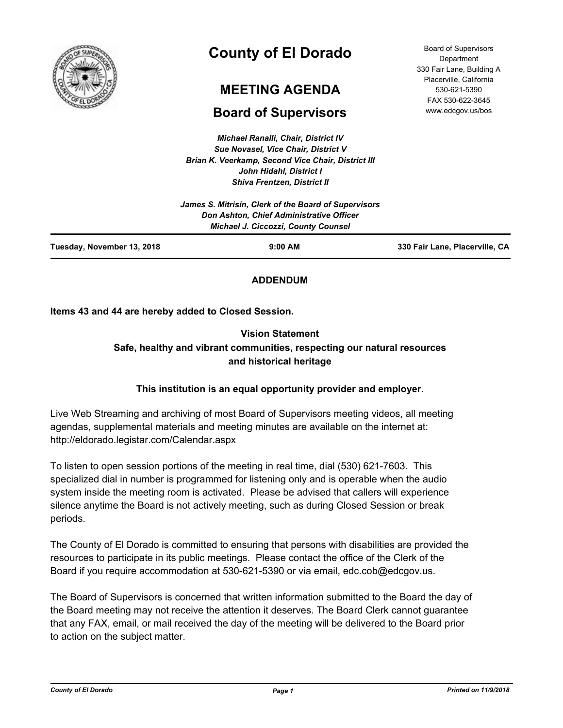# County of El Dorado

## MEETING AGENDA

## Board of Supervisors

Board of Supervisors Department
330 Fair Lane, Building A
Placerville, California
530-621-5390
FAX 530-622-3645
www.edcgov.us/bos

*Michael Ranalli, Chair, District IV*
*Sue Novasel, Vice Chair, District V*
*Brian K. Veerkamp, Second Vice Chair, District III*
*John Hidahl, District I*
*Shiva Frentzen, District II*

*James S. Mitrisin, Clerk of the Board of Supervisors*
*Don Ashton, Chief Administrative Officer*
*Michael J. Ciccozzi, County Counsel*

**Tuesday, November 13, 2018** | **9:00 AM** | **330 Fair Lane, Placerville, CA**

**ADDENDUM**

**Items 43 and 44 are hereby added to Closed Session.**

**Vision Statement**
**Safe, healthy and vibrant communities, respecting our natural resources and historical heritage**

**This institution is an equal opportunity provider and employer.**

Live Web Streaming and archiving of most Board of Supervisors meeting videos, all meeting agendas, supplemental materials and meeting minutes are available on the internet at: http://eldorado.legistar.com/Calendar.aspx

To listen to open session portions of the meeting in real time, dial (530) 621-7603. This specialized dial in number is programmed for listening only and is operable when the audio system inside the meeting room is activated. Please be advised that callers will experience silence anytime the Board is not actively meeting, such as during Closed Session or break periods.

The County of El Dorado is committed to ensuring that persons with disabilities are provided the resources to participate in its public meetings. Please contact the office of the Clerk of the Board if you require accommodation at 530-621-5390 or via email, edc.cob@edcgov.us.

The Board of Supervisors is concerned that written information submitted to the Board the day of the Board meeting may not receive the attention it deserves. The Board Clerk cannot guarantee that any FAX, email, or mail received the day of the meeting will be delivered to the Board prior to action on the subject matter.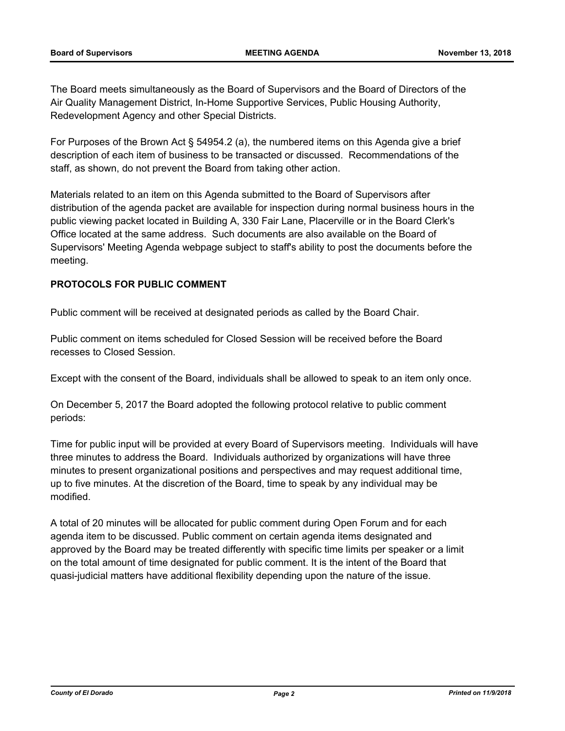The Board meets simultaneously as the Board of Supervisors and the Board of Directors of the Air Quality Management District, In-Home Supportive Services, Public Housing Authority, Redevelopment Agency and other Special Districts.

For Purposes of the Brown Act § 54954.2 (a), the numbered items on this Agenda give a brief description of each item of business to be transacted or discussed. Recommendations of the staff, as shown, do not prevent the Board from taking other action.

Materials related to an item on this Agenda submitted to the Board of Supervisors after distribution of the agenda packet are available for inspection during normal business hours in the public viewing packet located in Building A, 330 Fair Lane, Placerville or in the Board Clerk's Office located at the same address. Such documents are also available on the Board of Supervisors' Meeting Agenda webpage subject to staff's ability to post the documents before the meeting.

**PROTOCOLS FOR PUBLIC COMMENT**

Public comment will be received at designated periods as called by the Board Chair.

Public comment on items scheduled for Closed Session will be received before the Board recesses to Closed Session.

Except with the consent of the Board, individuals shall be allowed to speak to an item only once.

On December 5, 2017 the Board adopted the following protocol relative to public comment periods:

Time for public input will be provided at every Board of Supervisors meeting. Individuals will have three minutes to address the Board. Individuals authorized by organizations will have three minutes to present organizational positions and perspectives and may request additional time, up to five minutes. At the discretion of the Board, time to speak by any individual may be modified.

A total of 20 minutes will be allocated for public comment during Open Forum and for each agenda item to be discussed. Public comment on certain agenda items designated and approved by the Board may be treated differently with specific time limits per speaker or a limit on the total amount of time designated for public comment. It is the intent of the Board that quasi-judicial matters have additional flexibility depending upon the nature of the issue.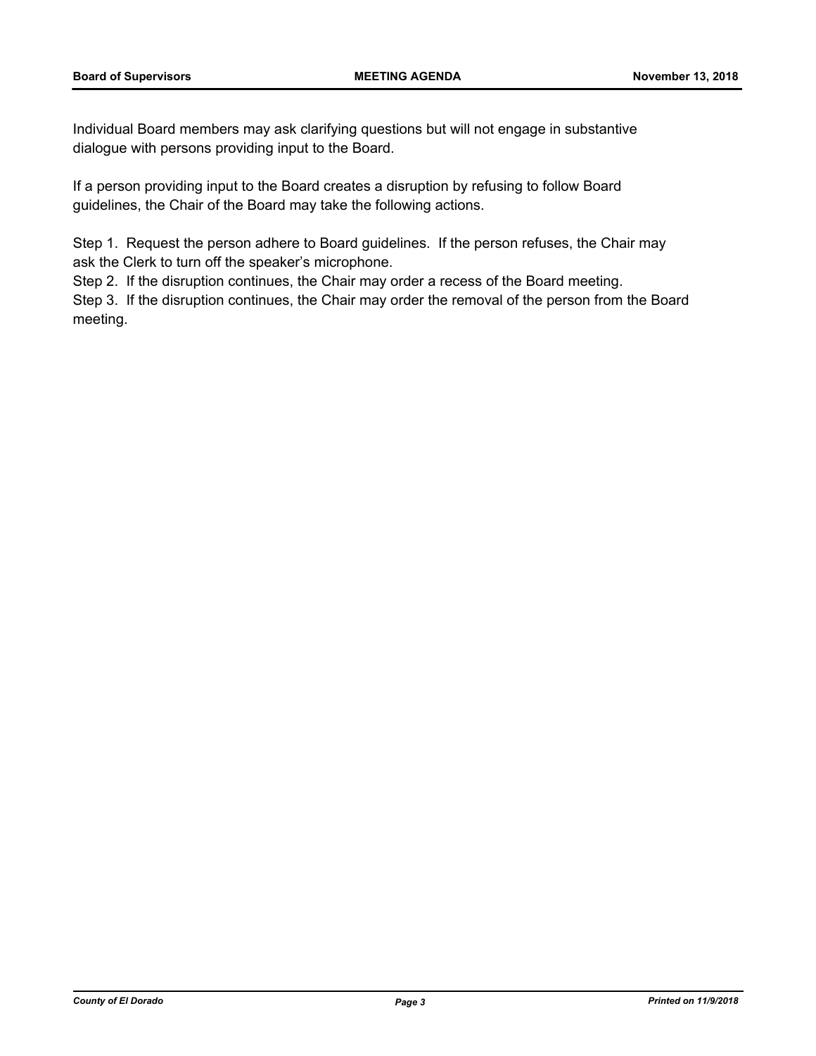Individual Board members may ask clarifying questions but will not engage in substantive dialogue with persons providing input to the Board.

If a person providing input to the Board creates a disruption by refusing to follow Board guidelines, the Chair of the Board may take the following actions.

Step 1. Request the person adhere to Board guidelines. If the person refuses, the Chair may ask the Clerk to turn off the speaker's microphone.
Step 2. If the disruption continues, the Chair may order a recess of the Board meeting.
Step 3. If the disruption continues, the Chair may order the removal of the person from the Board meeting.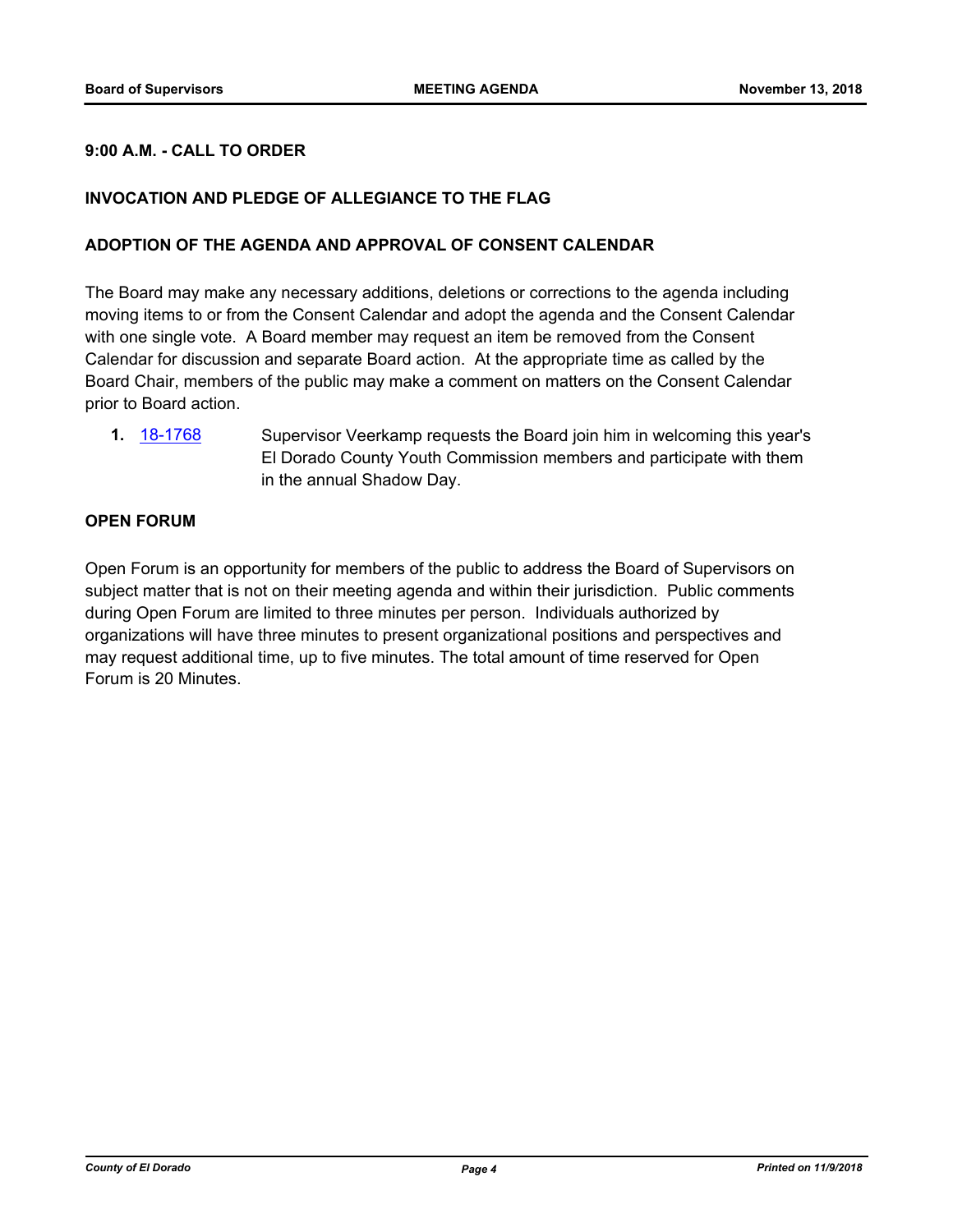**9:00 A.M. - CALL TO ORDER**

**INVOCATION AND PLEDGE OF ALLEGIANCE TO THE FLAG**

**ADOPTION OF THE AGENDA AND APPROVAL OF CONSENT CALENDAR**

The Board may make any necessary additions, deletions or corrections to the agenda including moving items to or from the Consent Calendar and adopt the agenda and the Consent Calendar with one single vote. A Board member may request an item be removed from the Consent Calendar for discussion and separate Board action. At the appropriate time as called by the Board Chair, members of the public may make a comment on matters on the Consent Calendar prior to Board action.

**1.** 18-1768 Supervisor Veerkamp requests the Board join him in welcoming this year's El Dorado County Youth Commission members and participate with them in the annual Shadow Day.

**OPEN FORUM**

Open Forum is an opportunity for members of the public to address the Board of Supervisors on subject matter that is not on their meeting agenda and within their jurisdiction. Public comments during Open Forum are limited to three minutes per person. Individuals authorized by organizations will have three minutes to present organizational positions and perspectives and may request additional time, up to five minutes. The total amount of time reserved for Open Forum is 20 Minutes.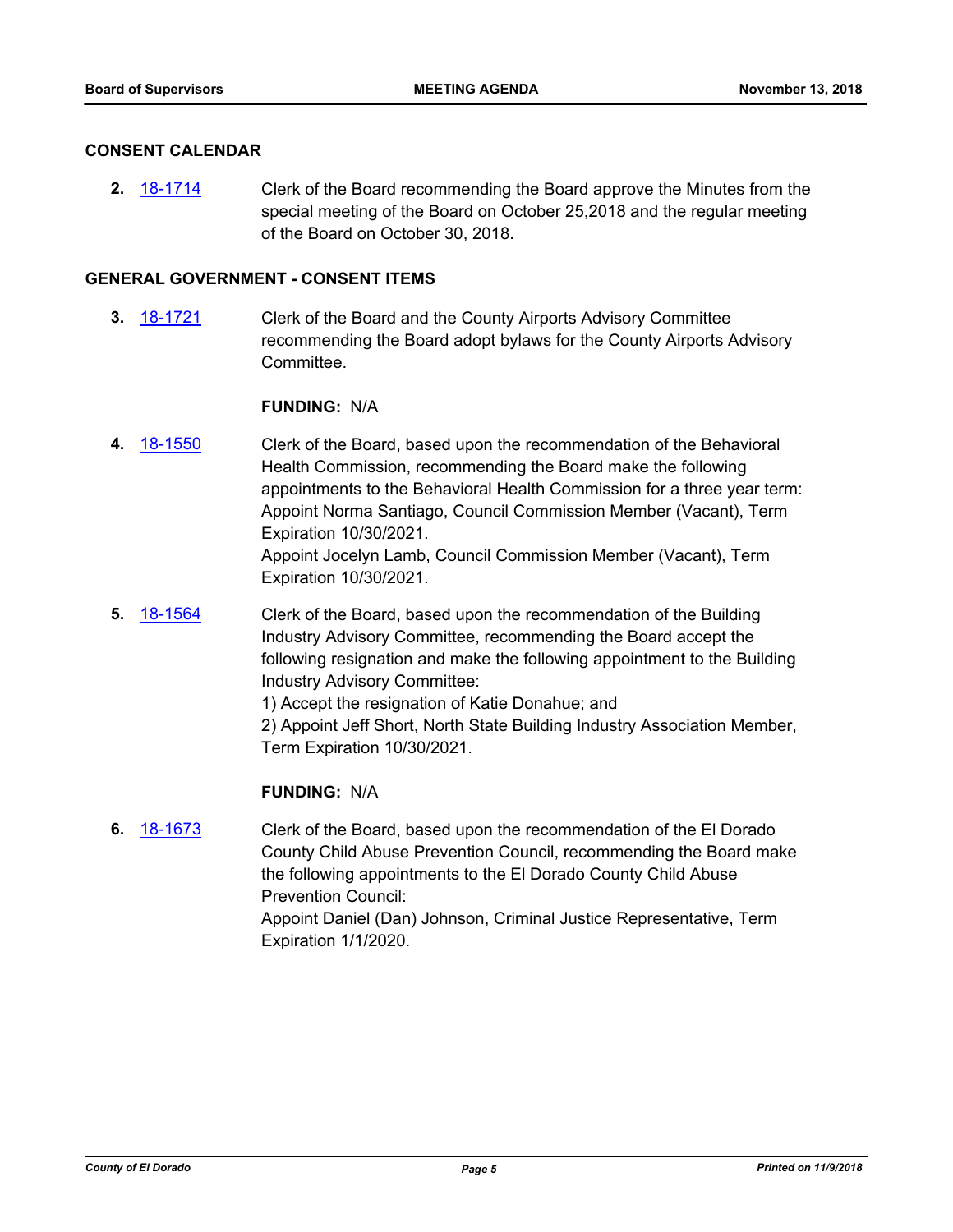## CONSENT CALENDAR

**2.** 18-1714 Clerk of the Board recommending the Board approve the Minutes from the special meeting of the Board on October 25,2018 and the regular meeting of the Board on October 30, 2018.

## GENERAL GOVERNMENT - CONSENT ITEMS

**3.** 18-1721 Clerk of the Board and the County Airports Advisory Committee recommending the Board adopt bylaws for the County Airports Advisory Committee.

**FUNDING:** N/A

**4.** 18-1550 Clerk of the Board, based upon the recommendation of the Behavioral Health Commission, recommending the Board make the following appointments to the Behavioral Health Commission for a three year term:
Appoint Norma Santiago, Council Commission Member (Vacant), Term Expiration 10/30/2021.
Appoint Jocelyn Lamb, Council Commission Member (Vacant), Term Expiration 10/30/2021.

**5.** 18-1564 Clerk of the Board, based upon the recommendation of the Building Industry Advisory Committee, recommending the Board accept the following resignation and make the following appointment to the Building Industry Advisory Committee:
1) Accept the resignation of Katie Donahue; and
2) Appoint Jeff Short, North State Building Industry Association Member, Term Expiration 10/30/2021.

**FUNDING:** N/A

**6.** 18-1673 Clerk of the Board, based upon the recommendation of the El Dorado County Child Abuse Prevention Council, recommending the Board make the following appointments to the El Dorado County Child Abuse Prevention Council:
Appoint Daniel (Dan) Johnson, Criminal Justice Representative, Term Expiration 1/1/2020.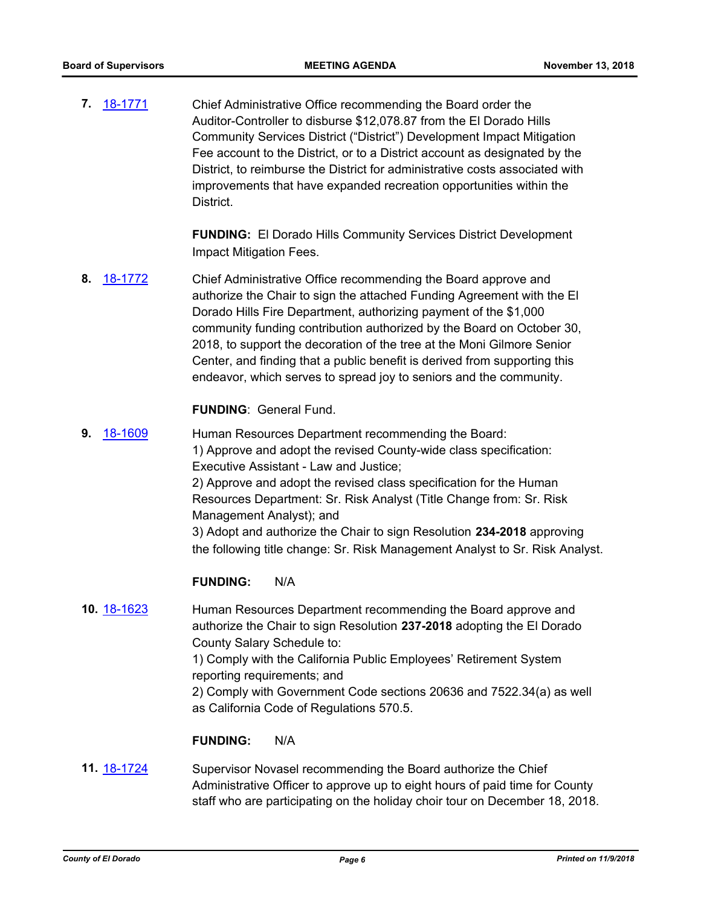**7.** 18-1771

Chief Administrative Office recommending the Board order the Auditor-Controller to disburse $12,078.87 from the El Dorado Hills Community Services District ("District") Development Impact Mitigation Fee account to the District, or to a District account as designated by the District, to reimburse the District for administrative costs associated with improvements that have expanded recreation opportunities within the District.

**FUNDING:** El Dorado Hills Community Services District Development Impact Mitigation Fees.

**8.** 18-1772

Chief Administrative Office recommending the Board approve and authorize the Chair to sign the attached Funding Agreement with the El Dorado Hills Fire Department, authorizing payment of the $1,000 community funding contribution authorized by the Board on October 30, 2018, to support the decoration of the tree at the Moni Gilmore Senior Center, and finding that a public benefit is derived from supporting this endeavor, which serves to spread joy to seniors and the community.

**FUNDING**: General Fund.

**9.** 18-1609

Human Resources Department recommending the Board:
1) Approve and adopt the revised County-wide class specification: Executive Assistant - Law and Justice;
2) Approve and adopt the revised class specification for the Human Resources Department: Sr. Risk Analyst (Title Change from: Sr. Risk Management Analyst); and
3) Adopt and authorize the Chair to sign Resolution **234-2018** approving the following title change: Sr. Risk Management Analyst to Sr. Risk Analyst.

**FUNDING:** N/A

**10.** 18-1623

Human Resources Department recommending the Board approve and authorize the Chair to sign Resolution **237-2018** adopting the El Dorado County Salary Schedule to:
1) Comply with the California Public Employees' Retirement System reporting requirements; and
2) Comply with Government Code sections 20636 and 7522.34(a) as well as California Code of Regulations 570.5.

**FUNDING:** N/A

**11.** 18-1724

Supervisor Novasel recommending the Board authorize the Chief Administrative Officer to approve up to eight hours of paid time for County staff who are participating on the holiday choir tour on December 18, 2018.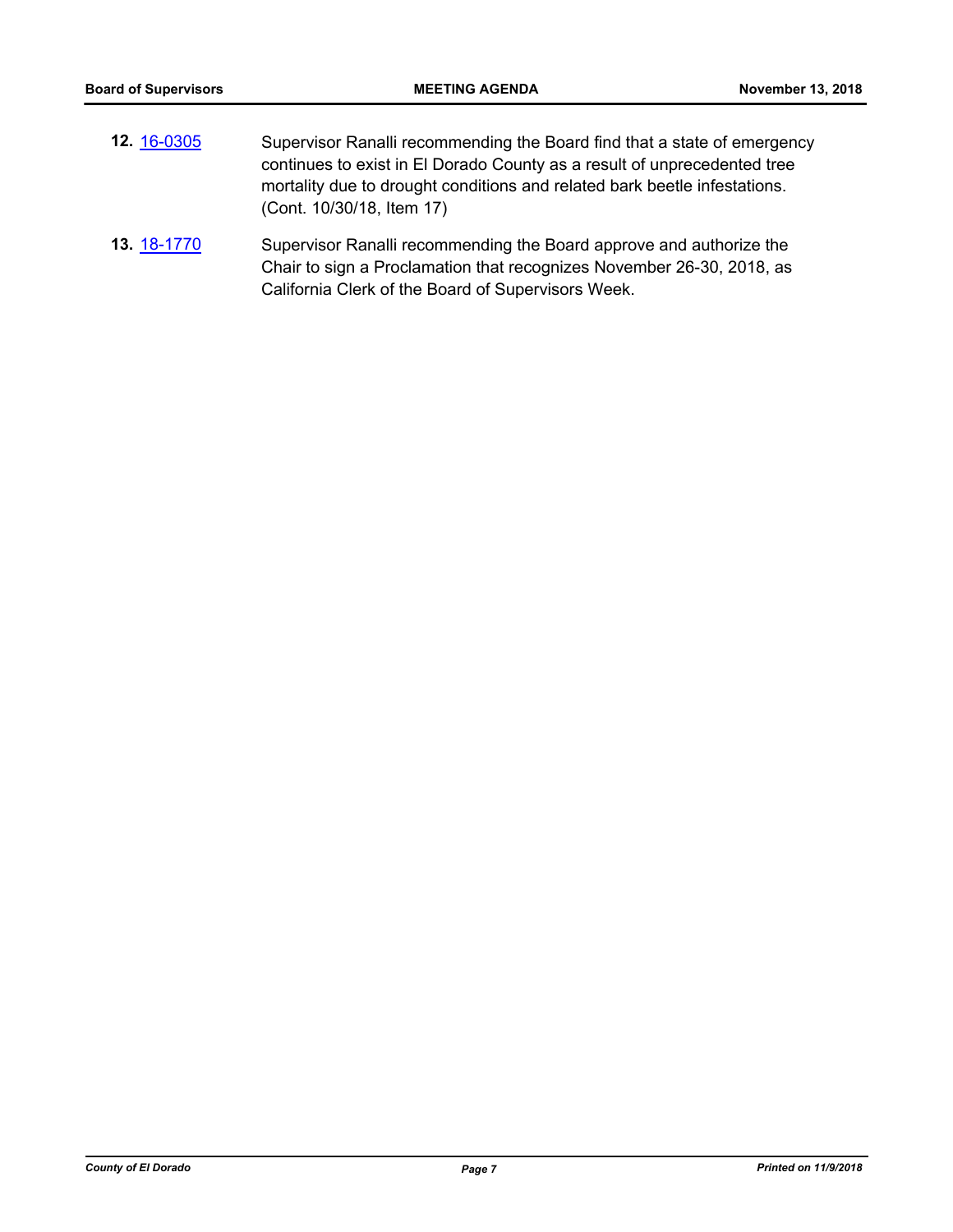**12.** 16-0305 Supervisor Ranalli recommending the Board find that a state of emergency continues to exist in El Dorado County as a result of unprecedented tree mortality due to drought conditions and related bark beetle infestations. (Cont. 10/30/18, Item 17)

**13.** 18-1770 Supervisor Ranalli recommending the Board approve and authorize the Chair to sign a Proclamation that recognizes November 26-30, 2018, as California Clerk of the Board of Supervisors Week.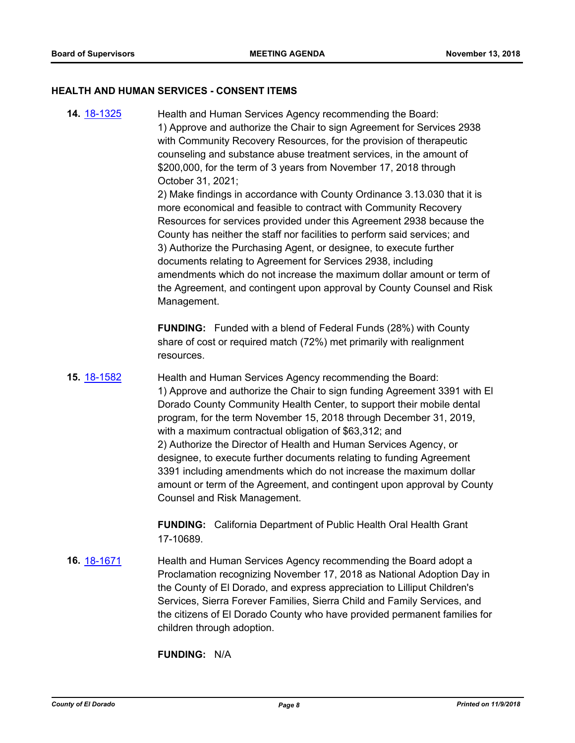## HEALTH AND HUMAN SERVICES - CONSENT ITEMS

**14.** 18-1325

Health and Human Services Agency recommending the Board:
1) Approve and authorize the Chair to sign Agreement for Services 2938 with Community Recovery Resources, for the provision of therapeutic counseling and substance abuse treatment services, in the amount of $200,000, for the term of 3 years from November 17, 2018 through October 31, 2021;
2) Make findings in accordance with County Ordinance 3.13.030 that it is more economical and feasible to contract with Community Recovery Resources for services provided under this Agreement 2938 because the County has neither the staff nor facilities to perform said services; and
3) Authorize the Purchasing Agent, or designee, to execute further documents relating to Agreement for Services 2938, including amendments which do not increase the maximum dollar amount or term of the Agreement, and contingent upon approval by County Counsel and Risk Management.

**FUNDING:** Funded with a blend of Federal Funds (28%) with County share of cost or required match (72%) met primarily with realignment resources.

**15.** 18-1582

Health and Human Services Agency recommending the Board:
1) Approve and authorize the Chair to sign funding Agreement 3391 with El Dorado County Community Health Center, to support their mobile dental program, for the term November 15, 2018 through December 31, 2019, with a maximum contractual obligation of $63,312; and
2) Authorize the Director of Health and Human Services Agency, or designee, to execute further documents relating to funding Agreement 3391 including amendments which do not increase the maximum dollar amount or term of the Agreement, and contingent upon approval by County Counsel and Risk Management.

**FUNDING:** California Department of Public Health Oral Health Grant 17-10689.

**16.** 18-1671

Health and Human Services Agency recommending the Board adopt a Proclamation recognizing November 17, 2018 as National Adoption Day in the County of El Dorado, and express appreciation to Lilliput Children's Services, Sierra Forever Families, Sierra Child and Family Services, and the citizens of El Dorado County who have provided permanent families for children through adoption.

**FUNDING:** N/A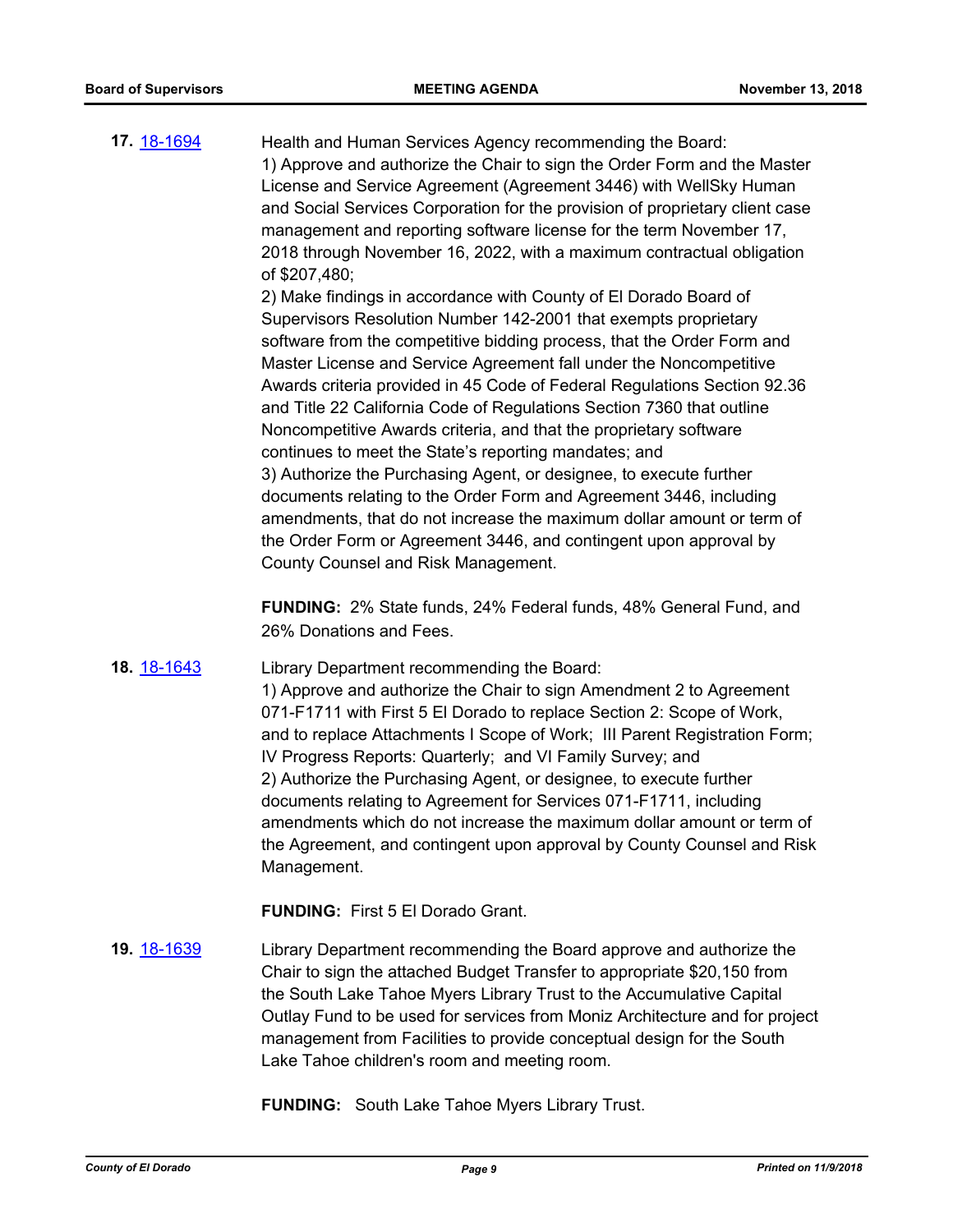**17.** 18-1694 Health and Human Services Agency recommending the Board:

1) Approve and authorize the Chair to sign the Order Form and the Master License and Service Agreement (Agreement 3446) with WellSky Human and Social Services Corporation for the provision of proprietary client case management and reporting software license for the term November 17, 2018 through November 16, 2022, with a maximum contractual obligation of $207,480;

2) Make findings in accordance with County of El Dorado Board of Supervisors Resolution Number 142-2001 that exempts proprietary software from the competitive bidding process, that the Order Form and Master License and Service Agreement fall under the Noncompetitive Awards criteria provided in 45 Code of Federal Regulations Section 92.36 and Title 22 California Code of Regulations Section 7360 that outline Noncompetitive Awards criteria, and that the proprietary software continues to meet the State's reporting mandates; and

3) Authorize the Purchasing Agent, or designee, to execute further documents relating to the Order Form and Agreement 3446, including amendments, that do not increase the maximum dollar amount or term of the Order Form or Agreement 3446, and contingent upon approval by County Counsel and Risk Management.

**FUNDING:** 2% State funds, 24% Federal funds, 48% General Fund, and 26% Donations and Fees.

**18.** 18-1643 Library Department recommending the Board:

1) Approve and authorize the Chair to sign Amendment 2 to Agreement 071-F1711 with First 5 El Dorado to replace Section 2: Scope of Work, and to replace Attachments I Scope of Work; III Parent Registration Form; IV Progress Reports: Quarterly; and VI Family Survey; and

2) Authorize the Purchasing Agent, or designee, to execute further documents relating to Agreement for Services 071-F1711, including amendments which do not increase the maximum dollar amount or term of the Agreement, and contingent upon approval by County Counsel and Risk Management.

**FUNDING:** First 5 El Dorado Grant.

**19.** 18-1639 Library Department recommending the Board approve and authorize the Chair to sign the attached Budget Transfer to appropriate $20,150 from the South Lake Tahoe Myers Library Trust to the Accumulative Capital Outlay Fund to be used for services from Moniz Architecture and for project management from Facilities to provide conceptual design for the South Lake Tahoe children's room and meeting room.

**FUNDING:** South Lake Tahoe Myers Library Trust.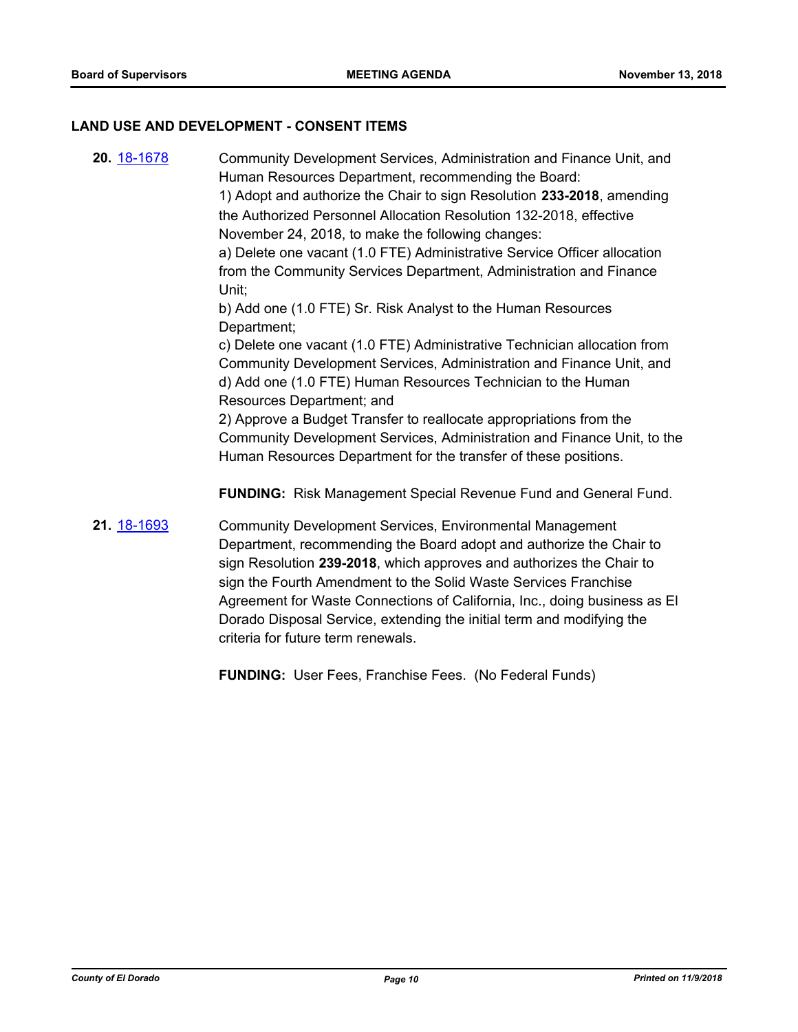## LAND USE AND DEVELOPMENT - CONSENT ITEMS

**20.** 18-1678

Community Development Services, Administration and Finance Unit, and Human Resources Department, recommending the Board:

1) Adopt and authorize the Chair to sign Resolution **233-2018**, amending the Authorized Personnel Allocation Resolution 132-2018, effective November 24, 2018, to make the following changes:

a) Delete one vacant (1.0 FTE) Administrative Service Officer allocation from the Community Services Department, Administration and Finance Unit;

b) Add one (1.0 FTE) Sr. Risk Analyst to the Human Resources Department;

c) Delete one vacant (1.0 FTE) Administrative Technician allocation from Community Development Services, Administration and Finance Unit, and

d) Add one (1.0 FTE) Human Resources Technician to the Human Resources Department; and

2) Approve a Budget Transfer to reallocate appropriations from the Community Development Services, Administration and Finance Unit, to the Human Resources Department for the transfer of these positions.

**FUNDING:** Risk Management Special Revenue Fund and General Fund.

**21.** 18-1693

Community Development Services, Environmental Management Department, recommending the Board adopt and authorize the Chair to sign Resolution **239-2018**, which approves and authorizes the Chair to sign the Fourth Amendment to the Solid Waste Services Franchise Agreement for Waste Connections of California, Inc., doing business as El Dorado Disposal Service, extending the initial term and modifying the criteria for future term renewals.

**FUNDING:** User Fees, Franchise Fees. (No Federal Funds)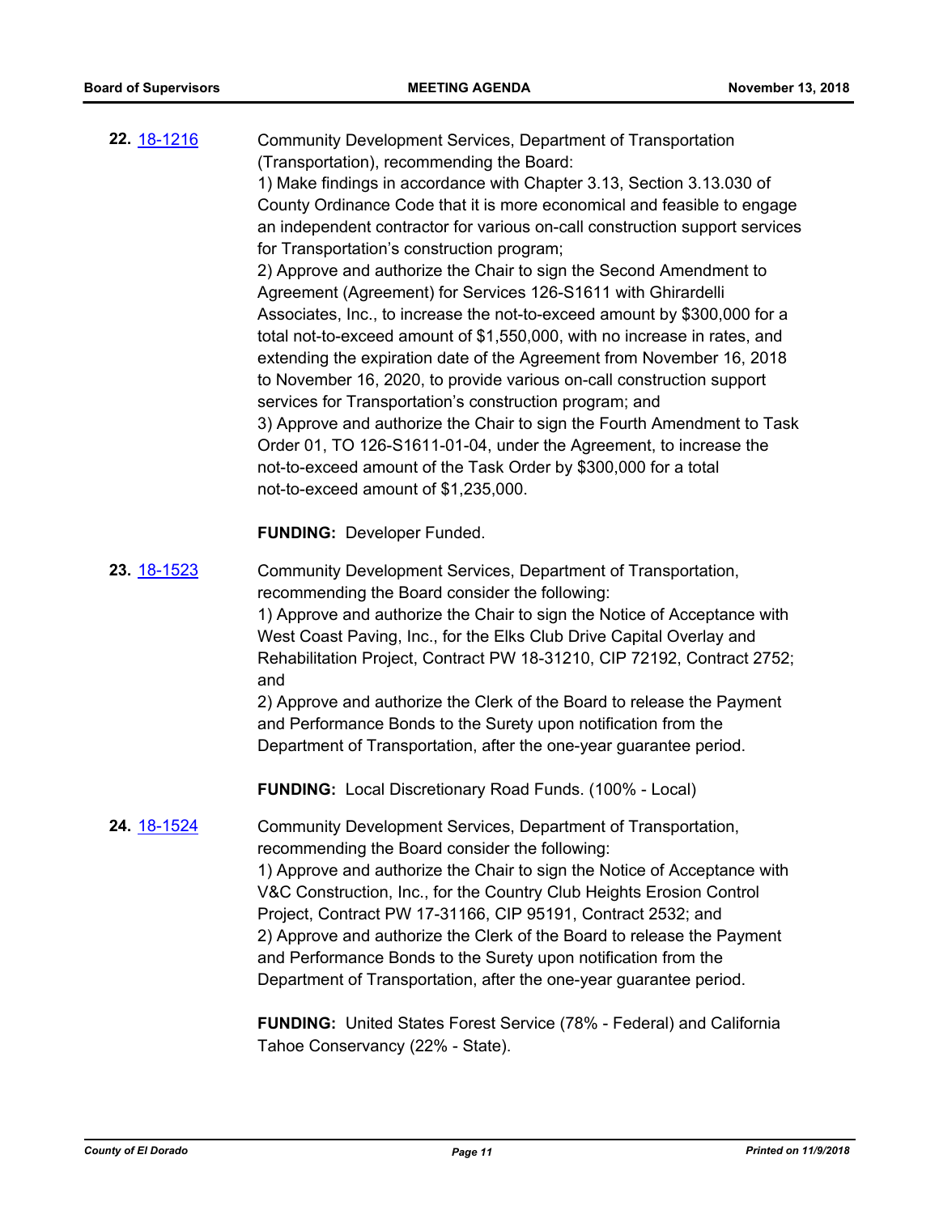**22.** [18-1216](18-1216)

Community Development Services, Department of Transportation (Transportation), recommending the Board:

1) Make findings in accordance with Chapter 3.13, Section 3.13.030 of County Ordinance Code that it is more economical and feasible to engage an independent contractor for various on-call construction support services for Transportation's construction program;

2) Approve and authorize the Chair to sign the Second Amendment to Agreement (Agreement) for Services 126-S1611 with Ghirardelli Associates, Inc., to increase the not-to-exceed amount by $300,000 for a total not-to-exceed amount of $1,550,000, with no increase in rates, and extending the expiration date of the Agreement from November 16, 2018 to November 16, 2020, to provide various on-call construction support services for Transportation's construction program; and

3) Approve and authorize the Chair to sign the Fourth Amendment to Task Order 01, TO 126-S1611-01-04, under the Agreement, to increase the not-to-exceed amount of the Task Order by $300,000 for a total not-to-exceed amount of $1,235,000.

**FUNDING:** Developer Funded.

**23.** [18-1523](18-1523)

Community Development Services, Department of Transportation, recommending the Board consider the following:

1) Approve and authorize the Chair to sign the Notice of Acceptance with West Coast Paving, Inc., for the Elks Club Drive Capital Overlay and Rehabilitation Project, Contract PW 18-31210, CIP 72192, Contract 2752; and

2) Approve and authorize the Clerk of the Board to release the Payment and Performance Bonds to the Surety upon notification from the Department of Transportation, after the one-year guarantee period.

**FUNDING:** Local Discretionary Road Funds. (100% - Local)

**24.** [18-1524](18-1524)

Community Development Services, Department of Transportation, recommending the Board consider the following:

1) Approve and authorize the Chair to sign the Notice of Acceptance with V&C Construction, Inc., for the Country Club Heights Erosion Control Project, Contract PW 17-31166, CIP 95191, Contract 2532; and

2) Approve and authorize the Clerk of the Board to release the Payment and Performance Bonds to the Surety upon notification from the Department of Transportation, after the one-year guarantee period.

**FUNDING:** United States Forest Service (78% - Federal) and California Tahoe Conservancy (22% - State).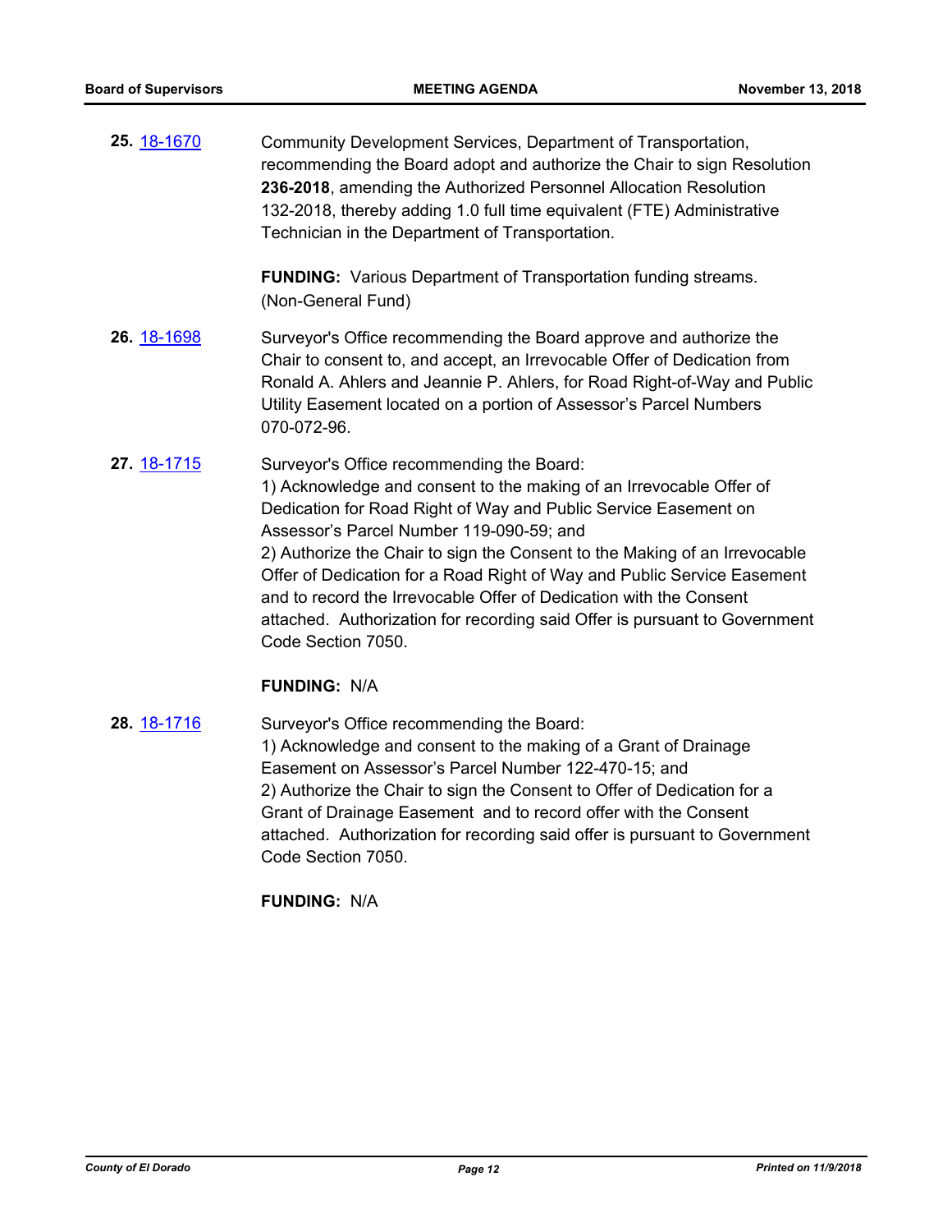**25.** 18-1670 Community Development Services, Department of Transportation, recommending the Board adopt and authorize the Chair to sign Resolution **236-2018**, amending the Authorized Personnel Allocation Resolution 132-2018, thereby adding 1.0 full time equivalent (FTE) Administrative Technician in the Department of Transportation.

**FUNDING:** Various Department of Transportation funding streams. (Non-General Fund)

**26.** 18-1698 Surveyor's Office recommending the Board approve and authorize the Chair to consent to, and accept, an Irrevocable Offer of Dedication from Ronald A. Ahlers and Jeannie P. Ahlers, for Road Right-of-Way and Public Utility Easement located on a portion of Assessor's Parcel Numbers 070-072-96.

**27.** 18-1715 Surveyor's Office recommending the Board:
1) Acknowledge and consent to the making of an Irrevocable Offer of Dedication for Road Right of Way and Public Service Easement on Assessor's Parcel Number 119-090-59; and
2) Authorize the Chair to sign the Consent to the Making of an Irrevocable Offer of Dedication for a Road Right of Way and Public Service Easement and to record the Irrevocable Offer of Dedication with the Consent attached. Authorization for recording said Offer is pursuant to Government Code Section 7050.

**FUNDING:** N/A

**28.** 18-1716 Surveyor's Office recommending the Board:
1) Acknowledge and consent to the making of a Grant of Drainage Easement on Assessor's Parcel Number 122-470-15; and
2) Authorize the Chair to sign the Consent to Offer of Dedication for a Grant of Drainage Easement and to record offer with the Consent attached. Authorization for recording said offer is pursuant to Government Code Section 7050.

**FUNDING:** N/A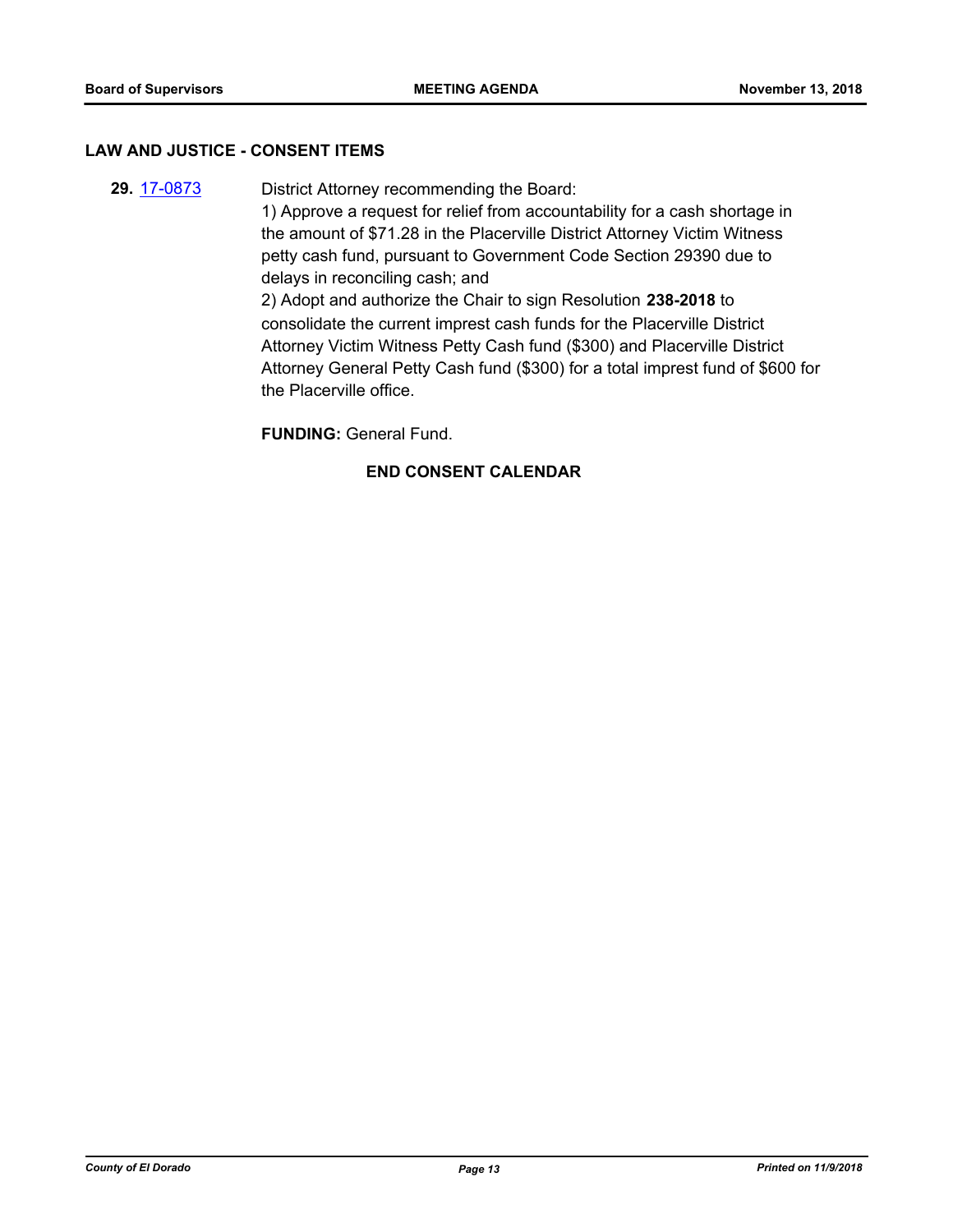## LAW AND JUSTICE - CONSENT ITEMS

**29.** 17-0873 District Attorney recommending the Board:

1) Approve a request for relief from accountability for a cash shortage in the amount of $71.28 in the Placerville District Attorney Victim Witness petty cash fund, pursuant to Government Code Section 29390 due to delays in reconciling cash; and

2) Adopt and authorize the Chair to sign Resolution **238-2018** to consolidate the current imprest cash funds for the Placerville District Attorney Victim Witness Petty Cash fund ($300) and Placerville District Attorney General Petty Cash fund ($300) for a total imprest fund of $600 for the Placerville office.

**FUNDING:** General Fund.

**END CONSENT CALENDAR**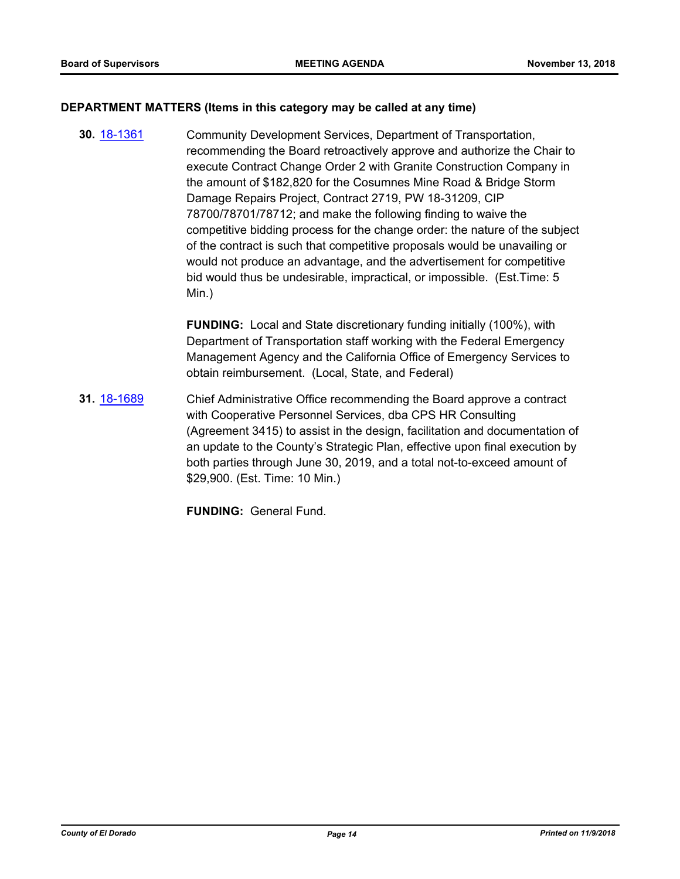## DEPARTMENT MATTERS (Items in this category may be called at any time)

**30.** [18-1361](18-1361) Community Development Services, Department of Transportation, recommending the Board retroactively approve and authorize the Chair to execute Contract Change Order 2 with Granite Construction Company in the amount of $182,820 for the Cosumnes Mine Road & Bridge Storm Damage Repairs Project, Contract 2719, PW 18-31209, CIP 78700/78701/78712; and make the following finding to waive the competitive bidding process for the change order: the nature of the subject of the contract is such that competitive proposals would be unavailing or would not produce an advantage, and the advertisement for competitive bid would thus be undesirable, impractical, or impossible. (Est.Time: 5 Min.)

**FUNDING:** Local and State discretionary funding initially (100%), with Department of Transportation staff working with the Federal Emergency Management Agency and the California Office of Emergency Services to obtain reimbursement. (Local, State, and Federal)

**31.** [18-1689](18-1689) Chief Administrative Office recommending the Board approve a contract with Cooperative Personnel Services, dba CPS HR Consulting (Agreement 3415) to assist in the design, facilitation and documentation of an update to the County's Strategic Plan, effective upon final execution by both parties through June 30, 2019, and a total not-to-exceed amount of $29,900. (Est. Time: 10 Min.)

**FUNDING:** General Fund.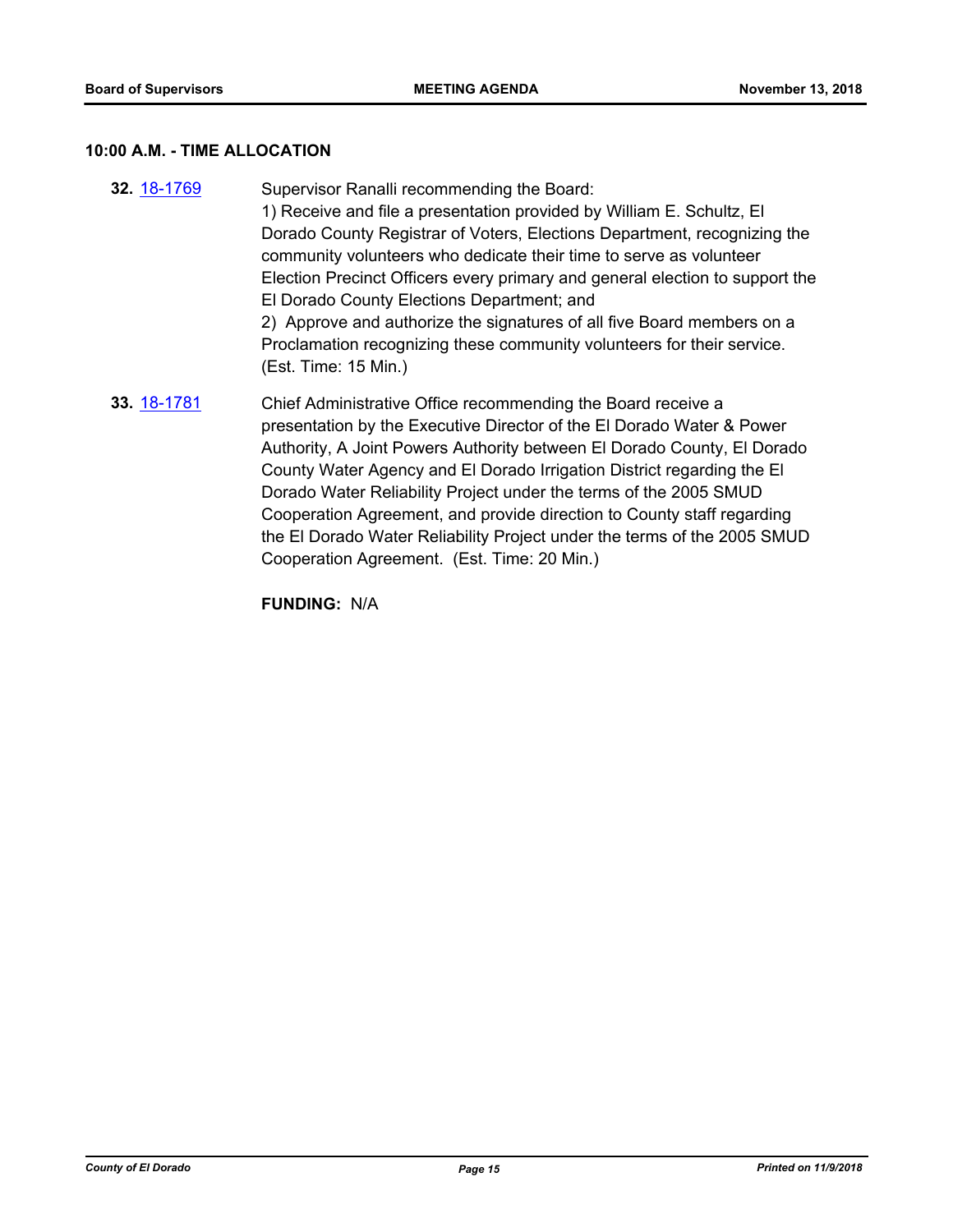## 10:00 A.M. - TIME ALLOCATION

**32.** 18-1769 Supervisor Ranalli recommending the Board:
1) Receive and file a presentation provided by William E. Schultz, El Dorado County Registrar of Voters, Elections Department, recognizing the community volunteers who dedicate their time to serve as volunteer Election Precinct Officers every primary and general election to support the El Dorado County Elections Department; and
2) Approve and authorize the signatures of all five Board members on a Proclamation recognizing these community volunteers for their service. (Est. Time: 15 Min.)

**33.** 18-1781 Chief Administrative Office recommending the Board receive a presentation by the Executive Director of the El Dorado Water & Power Authority, A Joint Powers Authority between El Dorado County, El Dorado County Water Agency and El Dorado Irrigation District regarding the El Dorado Water Reliability Project under the terms of the 2005 SMUD Cooperation Agreement, and provide direction to County staff regarding the El Dorado Water Reliability Project under the terms of the 2005 SMUD Cooperation Agreement. (Est. Time: 20 Min.)

**FUNDING:** N/A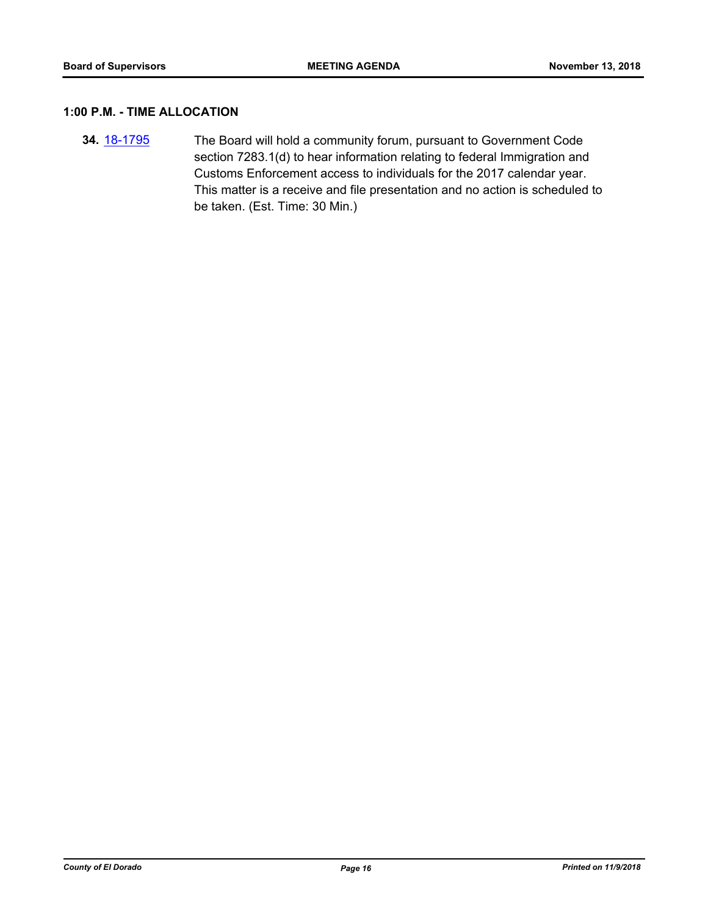### 1:00 P.M. - TIME ALLOCATION

**34.** [18-1795](18-1795) The Board will hold a community forum, pursuant to Government Code section 7283.1(d) to hear information relating to federal Immigration and Customs Enforcement access to individuals for the 2017 calendar year. This matter is a receive and file presentation and no action is scheduled to be taken. (Est. Time: 30 Min.)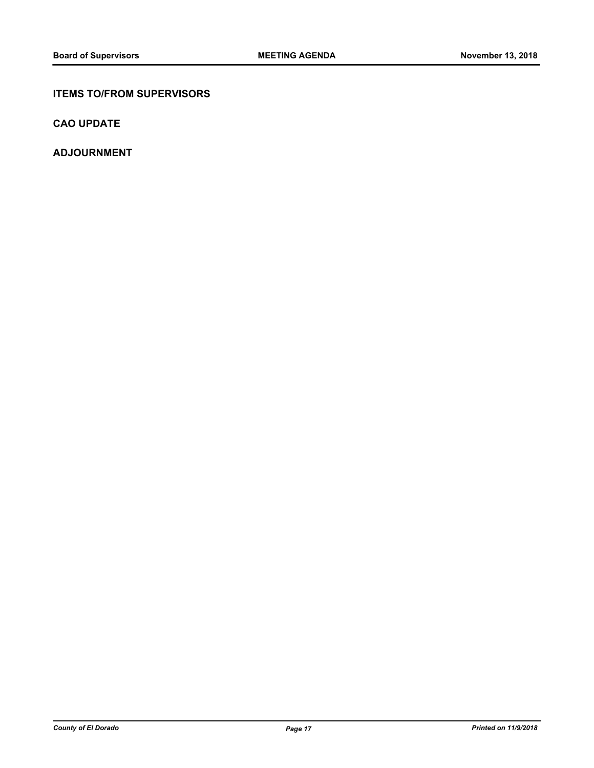## ITEMS TO/FROM SUPERVISORS

## CAO UPDATE

## ADJOURNMENT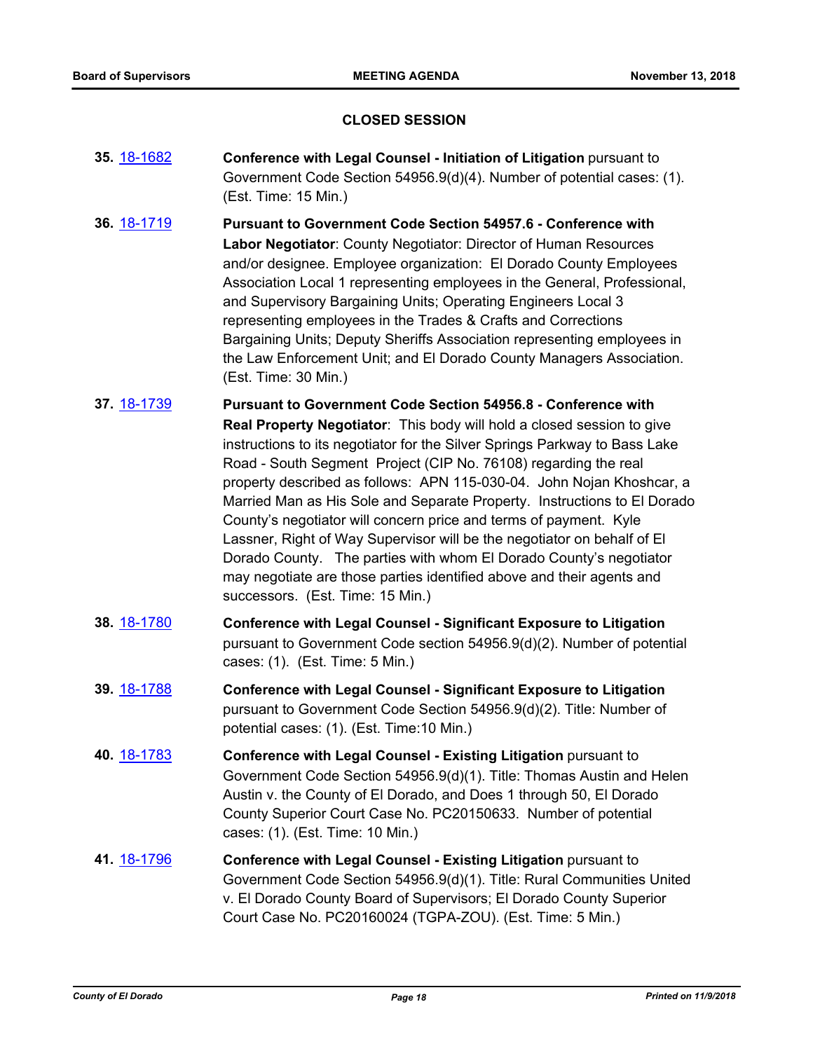## CLOSED SESSION

**35.** 18-1682 **Conference with Legal Counsel - Initiation of Litigation** pursuant to Government Code Section 54956.9(d)(4). Number of potential cases: (1). (Est. Time: 15 Min.)

**36.** 18-1719 **Pursuant to Government Code Section 54957.6 - Conference with Labor Negotiator**: County Negotiator: Director of Human Resources and/or designee. Employee organization: El Dorado County Employees Association Local 1 representing employees in the General, Professional, and Supervisory Bargaining Units; Operating Engineers Local 3 representing employees in the Trades & Crafts and Corrections Bargaining Units; Deputy Sheriffs Association representing employees in the Law Enforcement Unit; and El Dorado County Managers Association. (Est. Time: 30 Min.)

**37.** 18-1739 **Pursuant to Government Code Section 54956.8 - Conference with Real Property Negotiator**: This body will hold a closed session to give instructions to its negotiator for the Silver Springs Parkway to Bass Lake Road - South Segment Project (CIP No. 76108) regarding the real property described as follows: APN 115-030-04. John Nojan Khoshcar, a Married Man as His Sole and Separate Property. Instructions to El Dorado County's negotiator will concern price and terms of payment. Kyle Lassner, Right of Way Supervisor will be the negotiator on behalf of El Dorado County. The parties with whom El Dorado County's negotiator may negotiate are those parties identified above and their agents and successors. (Est. Time: 15 Min.)

**38.** 18-1780 **Conference with Legal Counsel - Significant Exposure to Litigation** pursuant to Government Code section 54956.9(d)(2). Number of potential cases: (1). (Est. Time: 5 Min.)

**39.** 18-1788 **Conference with Legal Counsel - Significant Exposure to Litigation** pursuant to Government Code Section 54956.9(d)(2). Title: Number of potential cases: (1). (Est. Time:10 Min.)

**40.** 18-1783 **Conference with Legal Counsel - Existing Litigation** pursuant to Government Code Section 54956.9(d)(1). Title: Thomas Austin and Helen Austin v. the County of El Dorado, and Does 1 through 50, El Dorado County Superior Court Case No. PC20150633. Number of potential cases: (1). (Est. Time: 10 Min.)

**41.** 18-1796 **Conference with Legal Counsel - Existing Litigation** pursuant to Government Code Section 54956.9(d)(1). Title: Rural Communities United v. El Dorado County Board of Supervisors; El Dorado County Superior Court Case No. PC20160024 (TGPA-ZOU). (Est. Time: 5 Min.)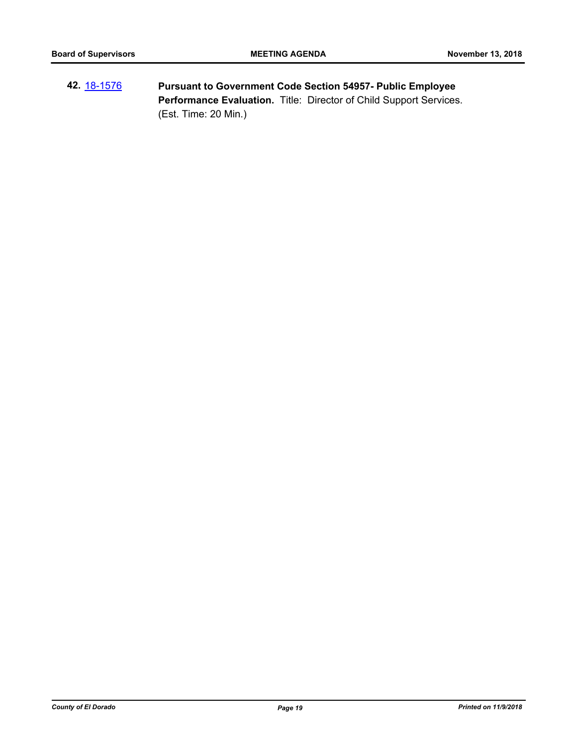**42.** 18-1576 **Pursuant to Government Code Section 54957- Public Employee Performance Evaluation.** Title: Director of Child Support Services. (Est. Time: 20 Min.)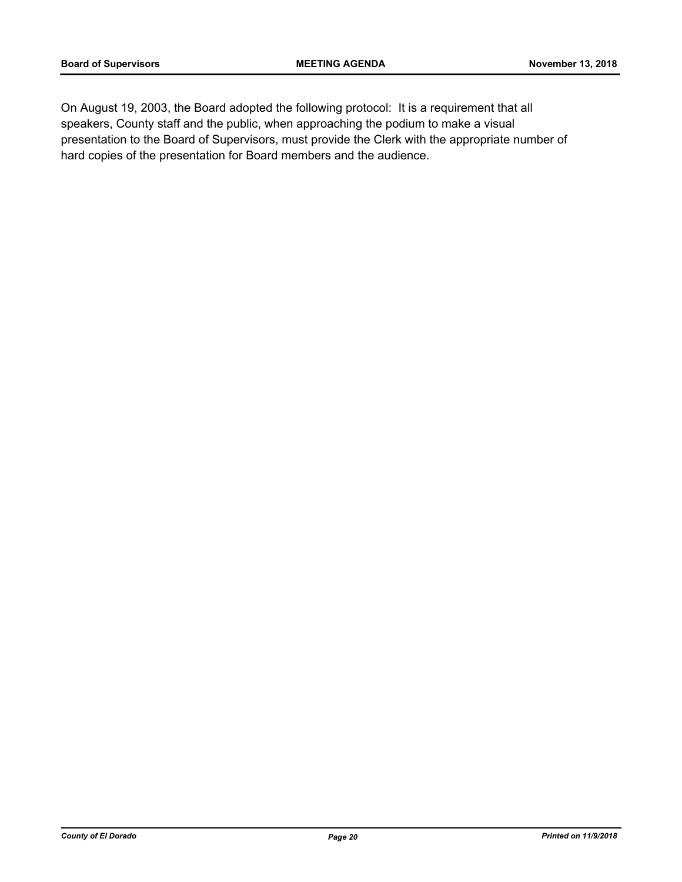On August 19, 2003, the Board adopted the following protocol: It is a requirement that all speakers, County staff and the public, when approaching the podium to make a visual presentation to the Board of Supervisors, must provide the Clerk with the appropriate number of hard copies of the presentation for Board members and the audience.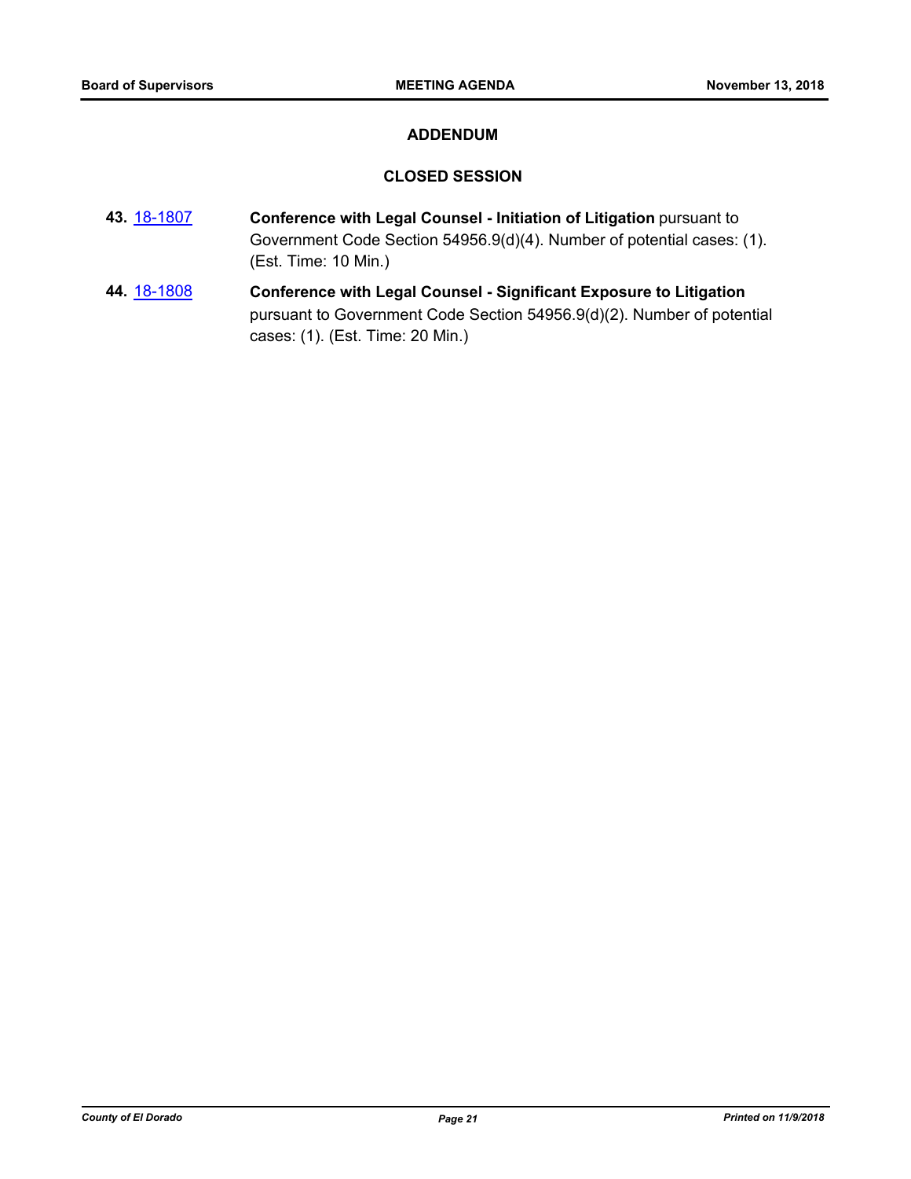## ADDENDUM

## CLOSED SESSION

**43.** [18-1807] **Conference with Legal Counsel - Initiation of Litigation** pursuant to Government Code Section 54956.9(d)(4). Number of potential cases: (1). (Est. Time: 10 Min.)

**44.** [18-1808] **Conference with Legal Counsel - Significant Exposure to Litigation** pursuant to Government Code Section 54956.9(d)(2). Number of potential cases: (1). (Est. Time: 20 Min.)